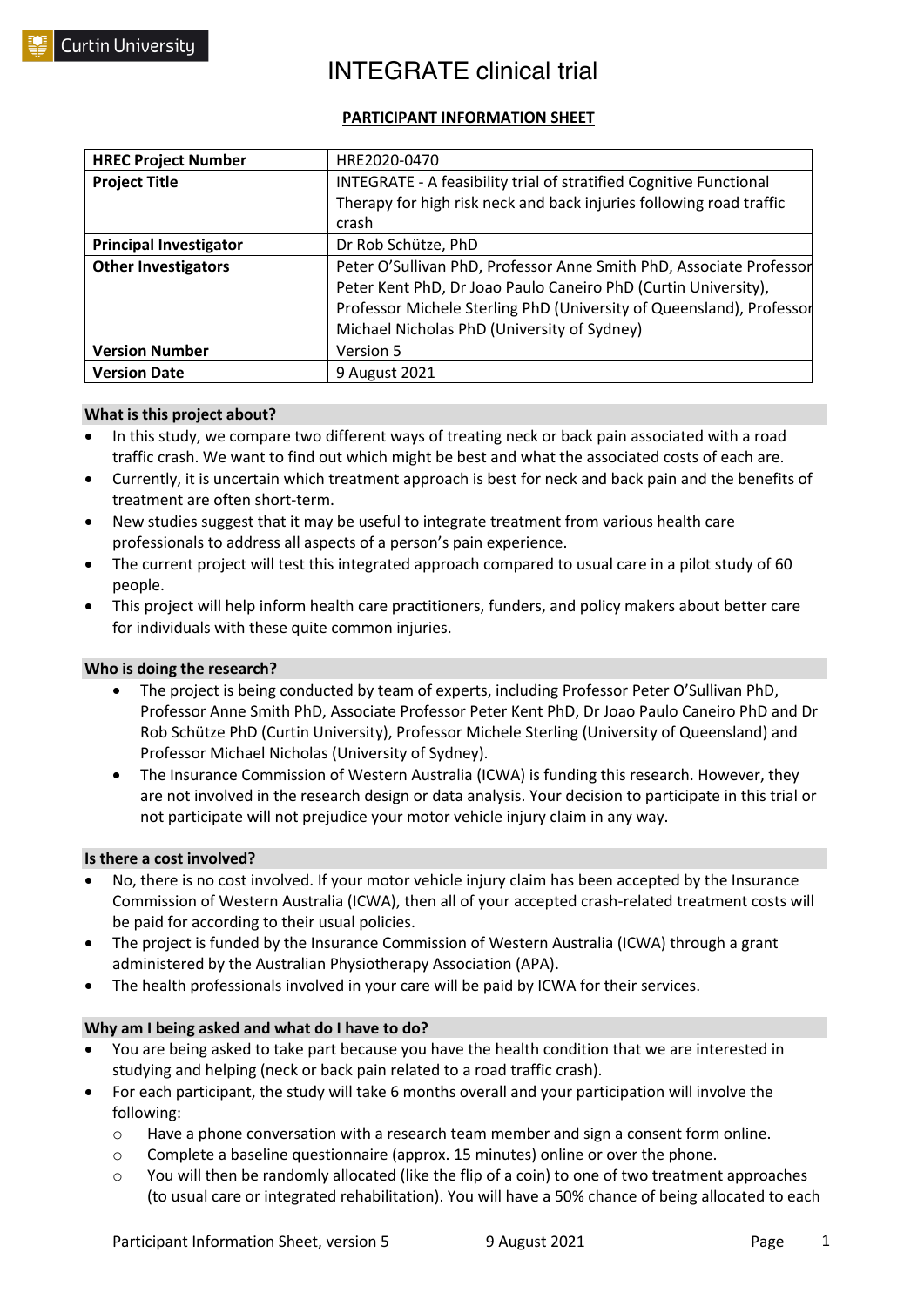# INTEGRATE clinical trial

**PARTICIPANT INFORMATION SHEET**

| **HREC Project Number** | HRE2020-0470 |
|---|---|
| **Project Title** | INTEGRATE - A feasibility trial of stratified Cognitive Functional Therapy for high risk neck and back injuries following road traffic crash |
| **Principal Investigator** | Dr Rob Schütze, PhD |
| **Other Investigators** | Peter O'Sullivan PhD, Professor Anne Smith PhD, Associate Professor Peter Kent PhD, Dr Joao Paulo Caneiro PhD (Curtin University), Professor Michele Sterling PhD (University of Queensland), Professor Michael Nicholas PhD (University of Sydney) |
| **Version Number** | Version 5 |
| **Version Date** | 9 August 2021 |

## What is this project about?

- In this study, we compare two different ways of treating neck or back pain associated with a road traffic crash. We want to find out which might be best and what the associated costs of each are.
- Currently, it is uncertain which treatment approach is best for neck and back pain and the benefits of treatment are often short-term.
- New studies suggest that it may be useful to integrate treatment from various health care professionals to address all aspects of a person's pain experience.
- The current project will test this integrated approach compared to usual care in a pilot study of 60 people.
- This project will help inform health care practitioners, funders, and policy makers about better care for individuals with these quite common injuries.

## Who is doing the research?

- The project is being conducted by team of experts, including Professor Peter O'Sullivan PhD, Professor Anne Smith PhD, Associate Professor Peter Kent PhD, Dr Joao Paulo Caneiro PhD and Dr Rob Schütze PhD (Curtin University), Professor Michele Sterling (University of Queensland) and Professor Michael Nicholas (University of Sydney).
- The Insurance Commission of Western Australia (ICWA) is funding this research. However, they are not involved in the research design or data analysis. Your decision to participate in this trial or not participate will not prejudice your motor vehicle injury claim in any way.

## Is there a cost involved?

- No, there is no cost involved. If your motor vehicle injury claim has been accepted by the Insurance Commission of Western Australia (ICWA), then all of your accepted crash-related treatment costs will be paid for according to their usual policies.
- The project is funded by the Insurance Commission of Western Australia (ICWA) through a grant administered by the Australian Physiotherapy Association (APA).
- The health professionals involved in your care will be paid by ICWA for their services.

## Why am I being asked and what do I have to do?

- You are being asked to take part because you have the health condition that we are interested in studying and helping (neck or back pain related to a road traffic crash).
- For each participant, the study will take 6 months overall and your participation will involve the following:
  - Have a phone conversation with a research team member and sign a consent form online.
  - Complete a baseline questionnaire (approx. 15 minutes) online or over the phone.
  - You will then be randomly allocated (like the flip of a coin) to one of two treatment approaches (to usual care or integrated rehabilitation). You will have a 50% chance of being allocated to each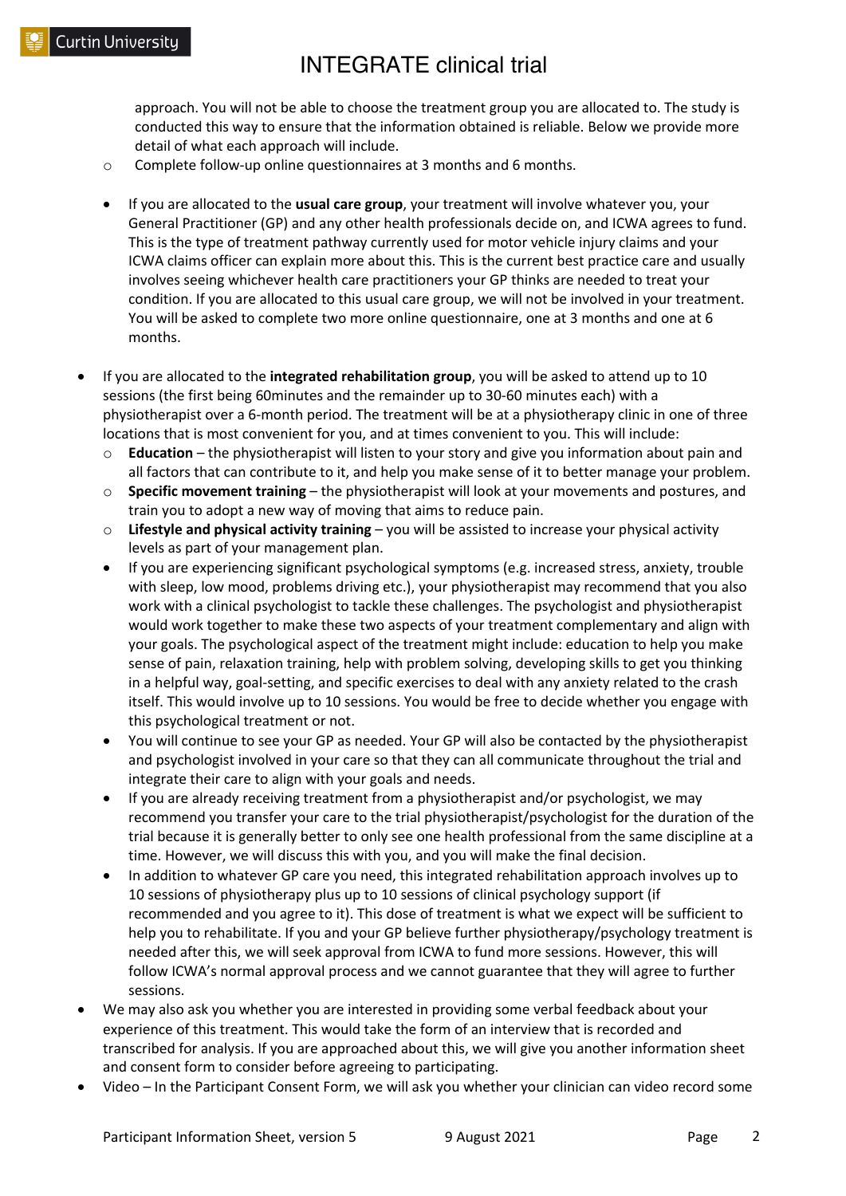approach. You will not be able to choose the treatment group you are allocated to. The study is conducted this way to ensure that the information obtained is reliable. Below we provide more detail of what each approach will include.

- Complete follow-up online questionnaires at 3 months and 6 months.

- If you are allocated to the **usual care group**, your treatment will involve whatever you, your General Practitioner (GP) and any other health professionals decide on, and ICWA agrees to fund. This is the type of treatment pathway currently used for motor vehicle injury claims and your ICWA claims officer can explain more about this. This is the current best practice care and usually involves seeing whichever health care practitioners your GP thinks are needed to treat your condition. If you are allocated to this usual care group, we will not be involved in your treatment. You will be asked to complete two more online questionnaire, one at 3 months and one at 6 months.

- If you are allocated to the **integrated rehabilitation group**, you will be asked to attend up to 10 sessions (the first being 60minutes and the remainder up to 30-60 minutes each) with a physiotherapist over a 6-month period. The treatment will be at a physiotherapy clinic in one of three locations that is most convenient for you, and at times convenient to you. This will include:
  - **Education** – the physiotherapist will listen to your story and give you information about pain and all factors that can contribute to it, and help you make sense of it to better manage your problem.
  - **Specific movement training** – the physiotherapist will look at your movements and postures, and train you to adopt a new way of moving that aims to reduce pain.
  - **Lifestyle and physical activity training** – you will be assisted to increase your physical activity levels as part of your management plan.
  - If you are experiencing significant psychological symptoms (e.g. increased stress, anxiety, trouble with sleep, low mood, problems driving etc.), your physiotherapist may recommend that you also work with a clinical psychologist to tackle these challenges. The psychologist and physiotherapist would work together to make these two aspects of your treatment complementary and align with your goals. The psychological aspect of the treatment might include: education to help you make sense of pain, relaxation training, help with problem solving, developing skills to get you thinking in a helpful way, goal-setting, and specific exercises to deal with any anxiety related to the crash itself. This would involve up to 10 sessions. You would be free to decide whether you engage with this psychological treatment or not.
  - You will continue to see your GP as needed. Your GP will also be contacted by the physiotherapist and psychologist involved in your care so that they can all communicate throughout the trial and integrate their care to align with your goals and needs.
  - If you are already receiving treatment from a physiotherapist and/or psychologist, we may recommend you transfer your care to the trial physiotherapist/psychologist for the duration of the trial because it is generally better to only see one health professional from the same discipline at a time. However, we will discuss this with you, and you will make the final decision.
  - In addition to whatever GP care you need, this integrated rehabilitation approach involves up to 10 sessions of physiotherapy plus up to 10 sessions of clinical psychology support (if recommended and you agree to it). This dose of treatment is what we expect will be sufficient to help you to rehabilitate. If you and your GP believe further physiotherapy/psychology treatment is needed after this, we will seek approval from ICWA to fund more sessions. However, this will follow ICWA's normal approval process and we cannot guarantee that they will agree to further sessions.
- We may also ask you whether you are interested in providing some verbal feedback about your experience of this treatment. This would take the form of an interview that is recorded and transcribed for analysis. If you are approached about this, we will give you another information sheet and consent form to consider before agreeing to participating.
- Video – In the Participant Consent Form, we will ask you whether your clinician can video record some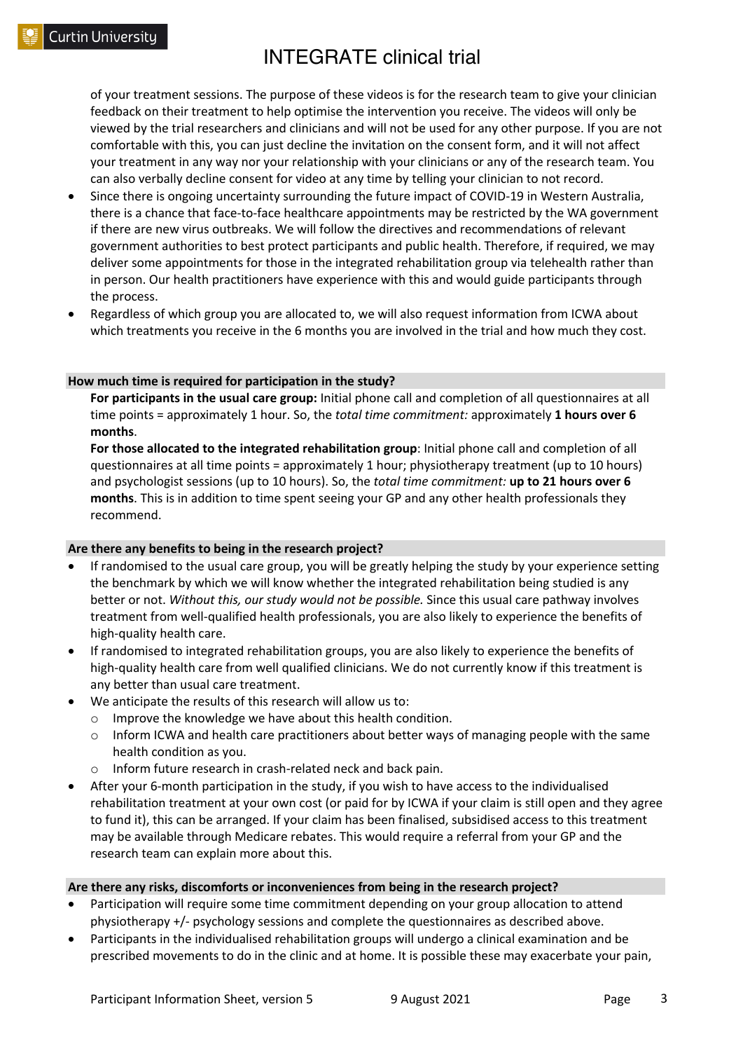of your treatment sessions. The purpose of these videos is for the research team to give your clinician feedback on their treatment to help optimise the intervention you receive. The videos will only be viewed by the trial researchers and clinicians and will not be used for any other purpose. If you are not comfortable with this, you can just decline the invitation on the consent form, and it will not affect your treatment in any way nor your relationship with your clinicians or any of the research team. You can also verbally decline consent for video at any time by telling your clinician to not record.

- Since there is ongoing uncertainty surrounding the future impact of COVID-19 in Western Australia, there is a chance that face-to-face healthcare appointments may be restricted by the WA government if there are new virus outbreaks. We will follow the directives and recommendations of relevant government authorities to best protect participants and public health. Therefore, if required, we may deliver some appointments for those in the integrated rehabilitation group via telehealth rather than in person. Our health practitioners have experience with this and would guide participants through the process.
- Regardless of which group you are allocated to, we will also request information from ICWA about which treatments you receive in the 6 months you are involved in the trial and how much they cost.

## How much time is required for participation in the study?

**For participants in the usual care group:** Initial phone call and completion of all questionnaires at all time points = approximately 1 hour. So, the *total time commitment:* approximately **1 hours over 6 months**.

**For those allocated to the integrated rehabilitation group**: Initial phone call and completion of all questionnaires at all time points = approximately 1 hour; physiotherapy treatment (up to 10 hours) and psychologist sessions (up to 10 hours). So, the *total time commitment:* **up to 21 hours over 6 months**. This is in addition to time spent seeing your GP and any other health professionals they recommend.

## Are there any benefits to being in the research project?

- If randomised to the usual care group, you will be greatly helping the study by your experience setting the benchmark by which we will know whether the integrated rehabilitation being studied is any better or not. *Without this, our study would not be possible.* Since this usual care pathway involves treatment from well-qualified health professionals, you are also likely to experience the benefits of high-quality health care.
- If randomised to integrated rehabilitation groups, you are also likely to experience the benefits of high-quality health care from well qualified clinicians. We do not currently know if this treatment is any better than usual care treatment.
- We anticipate the results of this research will allow us to:
  - Improve the knowledge we have about this health condition.
  - Inform ICWA and health care practitioners about better ways of managing people with the same health condition as you.
  - Inform future research in crash-related neck and back pain.
- After your 6-month participation in the study, if you wish to have access to the individualised rehabilitation treatment at your own cost (or paid for by ICWA if your claim is still open and they agree to fund it), this can be arranged. If your claim has been finalised, subsidised access to this treatment may be available through Medicare rebates. This would require a referral from your GP and the research team can explain more about this.

## Are there any risks, discomforts or inconveniences from being in the research project?

- Participation will require some time commitment depending on your group allocation to attend physiotherapy +/- psychology sessions and complete the questionnaires as described above.
- Participants in the individualised rehabilitation groups will undergo a clinical examination and be prescribed movements to do in the clinic and at home. It is possible these may exacerbate your pain,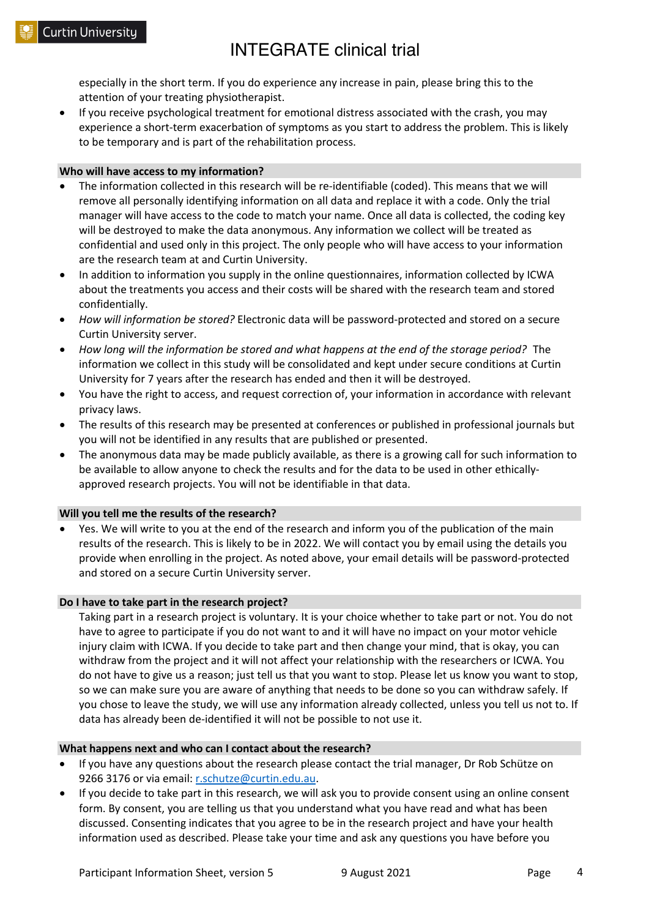especially in the short term. If you do experience any increase in pain, please bring this to the attention of your treating physiotherapist.

- If you receive psychological treatment for emotional distress associated with the crash, you may experience a short-term exacerbation of symptoms as you start to address the problem. This is likely to be temporary and is part of the rehabilitation process.

### Who will have access to my information?

- The information collected in this research will be re-identifiable (coded). This means that we will remove all personally identifying information on all data and replace it with a code. Only the trial manager will have access to the code to match your name. Once all data is collected, the coding key will be destroyed to make the data anonymous. Any information we collect will be treated as confidential and used only in this project. The only people who will have access to your information are the research team at and Curtin University.
- In addition to information you supply in the online questionnaires, information collected by ICWA about the treatments you access and their costs will be shared with the research team and stored confidentially.
- *How will information be stored?* Electronic data will be password-protected and stored on a secure Curtin University server.
- *How long will the information be stored and what happens at the end of the storage period?* The information we collect in this study will be consolidated and kept under secure conditions at Curtin University for 7 years after the research has ended and then it will be destroyed.
- You have the right to access, and request correction of, your information in accordance with relevant privacy laws.
- The results of this research may be presented at conferences or published in professional journals but you will not be identified in any results that are published or presented.
- The anonymous data may be made publicly available, as there is a growing call for such information to be available to allow anyone to check the results and for the data to be used in other ethically-approved research projects. You will not be identifiable in that data.

### Will you tell me the results of the research?

- Yes. We will write to you at the end of the research and inform you of the publication of the main results of the research. This is likely to be in 2022. We will contact you by email using the details you provide when enrolling in the project. As noted above, your email details will be password-protected and stored on a secure Curtin University server.

### Do I have to take part in the research project?

Taking part in a research project is voluntary. It is your choice whether to take part or not. You do not have to agree to participate if you do not want to and it will have no impact on your motor vehicle injury claim with ICWA. If you decide to take part and then change your mind, that is okay, you can withdraw from the project and it will not affect your relationship with the researchers or ICWA. You do not have to give us a reason; just tell us that you want to stop. Please let us know you want to stop, so we can make sure you are aware of anything that needs to be done so you can withdraw safely. If you chose to leave the study, we will use any information already collected, unless you tell us not to. If data has already been de-identified it will not be possible to not use it.

### What happens next and who can I contact about the research?

- If you have any questions about the research please contact the trial manager, Dr Rob Schütze on 9266 3176 or via email: r.schutze@curtin.edu.au.
- If you decide to take part in this research, we will ask you to provide consent using an online consent form. By consent, you are telling us that you understand what you have read and what has been discussed. Consenting indicates that you agree to be in the research project and have your health information used as described. Please take your time and ask any questions you have before you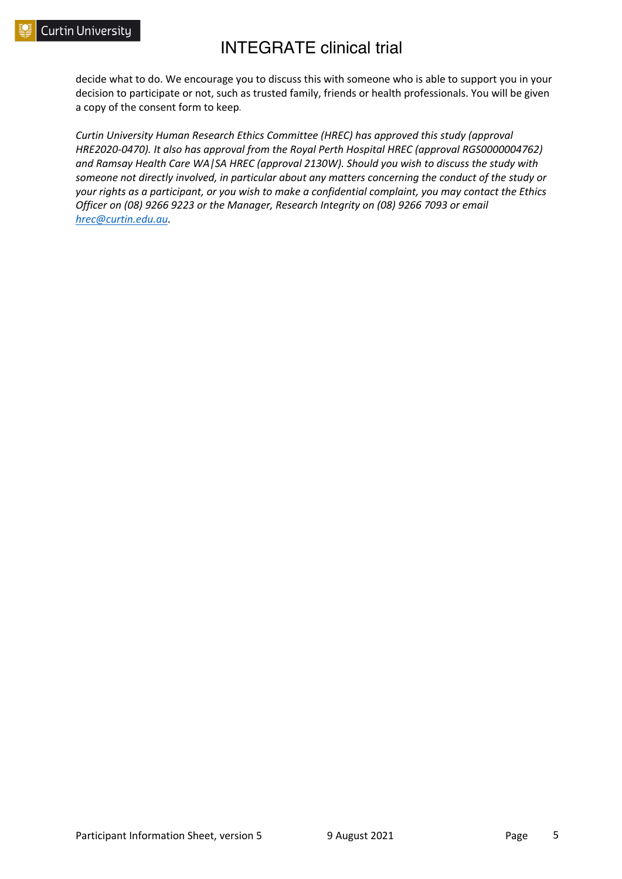decide what to do. We encourage you to discuss this with someone who is able to support you in your decision to participate or not, such as trusted family, friends or health professionals. You will be given a copy of the consent form to keep.

*Curtin University Human Research Ethics Committee (HREC) has approved this study (approval HRE2020-0470). It also has approval from the Royal Perth Hospital HREC (approval RGS0000004762) and Ramsay Health Care WA|SA HREC (approval 2130W). Should you wish to discuss the study with someone not directly involved, in particular about any matters concerning the conduct of the study or your rights as a participant, or you wish to make a confidential complaint, you may contact the Ethics Officer on (08) 9266 9223 or the Manager, Research Integrity on (08) 9266 7093 or email [hrec@curtin.edu.au](mailto:hrec@curtin.edu.au).*